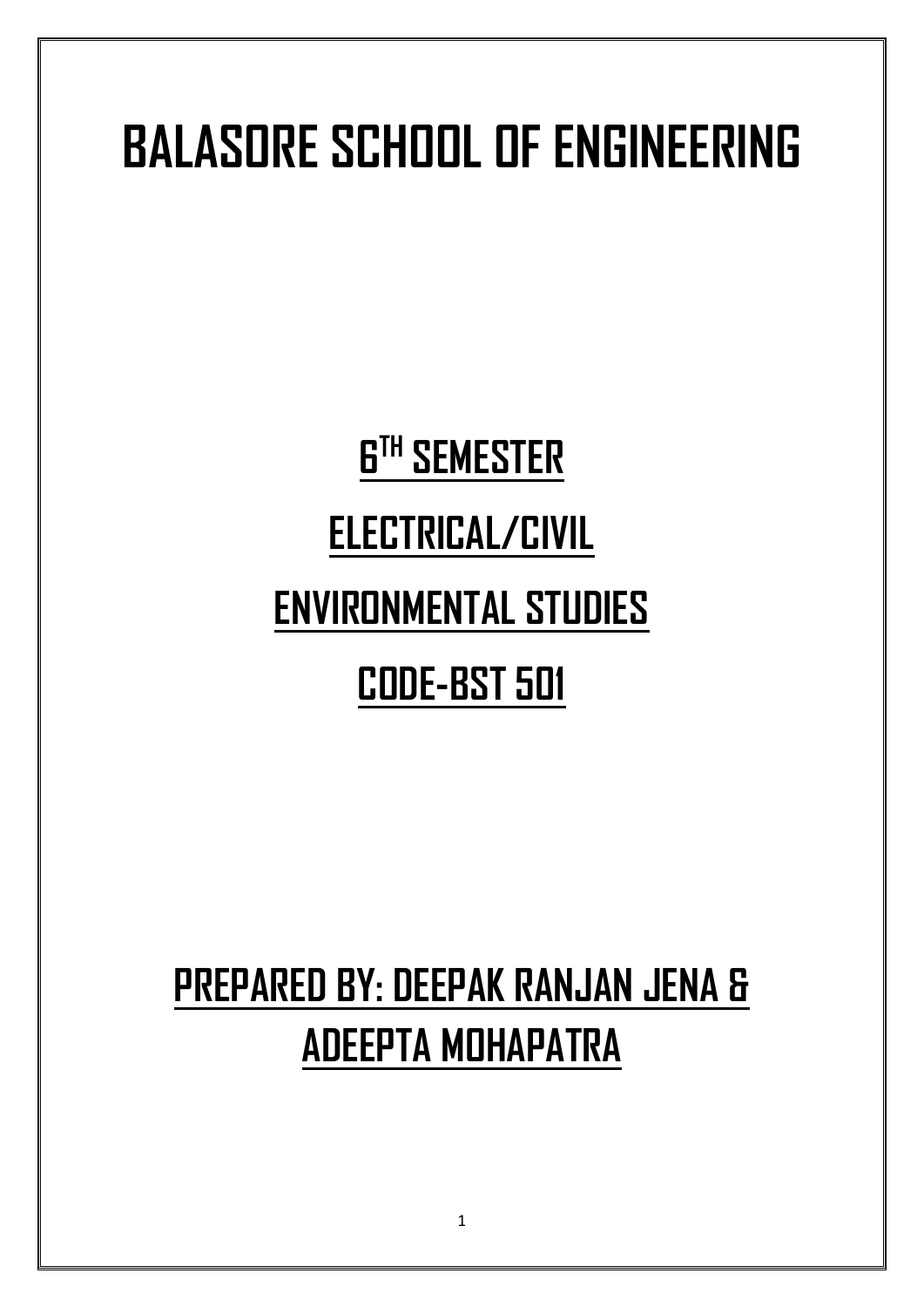# BALASORE SCHOOL OF ENGINEERING

## 6TH SEMESTER

## ELECTRICAL/CIVIL

## ENVIRONMENTAL STUDIES

## CODE-BST 501

## PREPARED BY: DEEPAK RANJAN JENA & ADEEPTA MOHAPATRA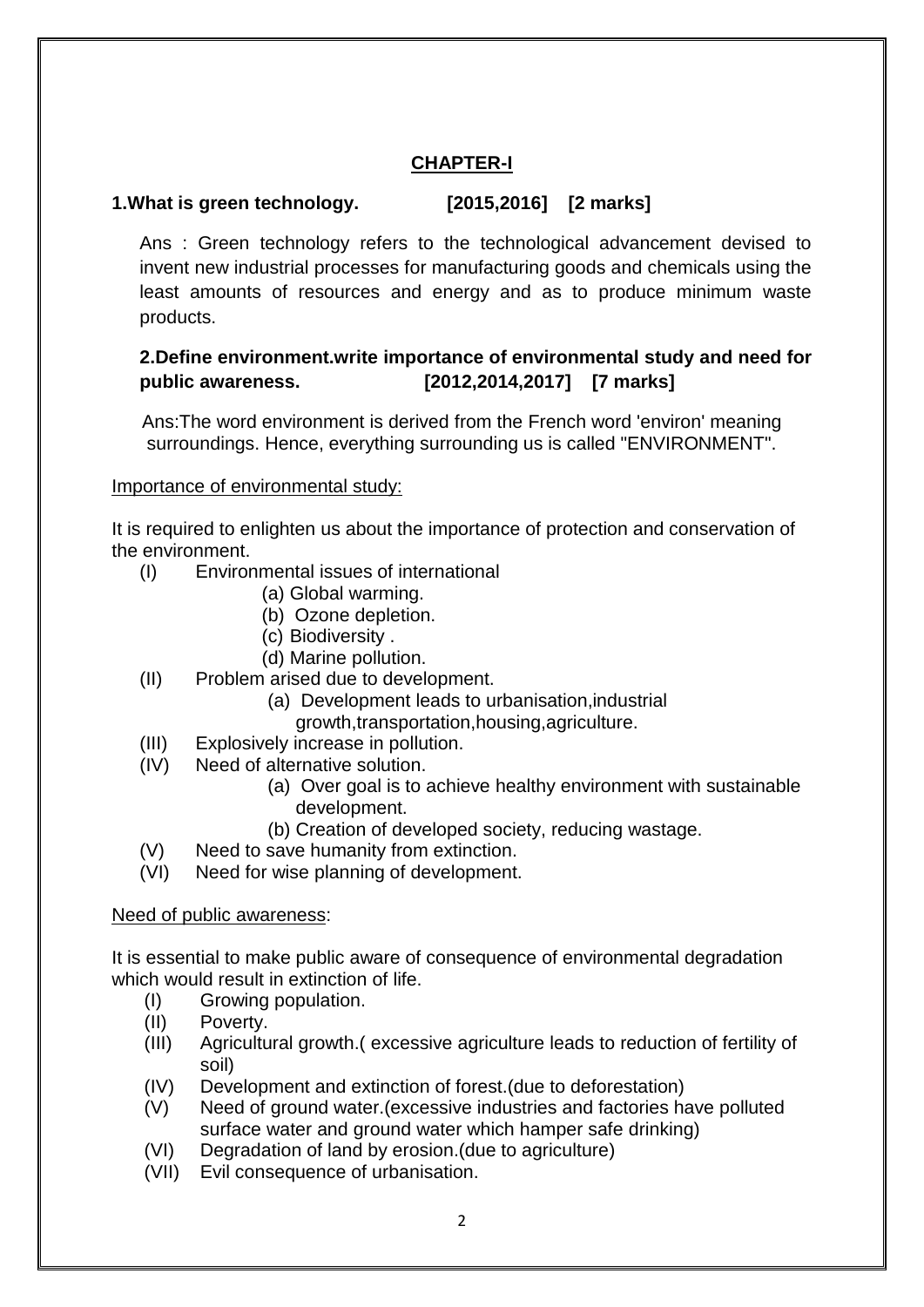## CHAPTER-I

**1.What is green technology. [2015,2016] [2 marks]**

Ans : Green technology refers to the technological advancement devised to invent new industrial processes for manufacturing goods and chemicals using the least amounts of resources and energy and as to produce minimum waste products.

**2.Define environment.write importance of environmental study and need for public awareness. [2012,2014,2017] [7 marks]**

Ans:The word environment is derived from the French word 'environ' meaning surroundings. Hence, everything surrounding us is called "ENVIRONMENT".

Importance of environmental study:

It is required to enlighten us about the importance of protection and conservation of the environment.

- (I) Environmental issues of international
  - (a) Global warming.
  - (b) Ozone depletion.
  - (c) Biodiversity .
  - (d) Marine pollution.
- (II) Problem arised due to development.
  - (a) Development leads to urbanisation,industrial growth,transportation,housing,agriculture.
- (III) Explosively increase in pollution.
- (IV) Need of alternative solution.
  - (a) Over goal is to achieve healthy environment with sustainable development.
  - (b) Creation of developed society, reducing wastage.
- (V) Need to save humanity from extinction.
- (VI) Need for wise planning of development.

Need of public awareness:

It is essential to make public aware of consequence of environmental degradation which would result in extinction of life.

- (I) Growing population.
- (II) Poverty.
- (III) Agricultural growth.( excessive agriculture leads to reduction of fertility of soil)
- (IV) Development and extinction of forest.(due to deforestation)
- (V) Need of ground water.(excessive industries and factories have polluted surface water and ground water which hamper safe drinking)
- (VI) Degradation of land by erosion.(due to agriculture)
- (VII) Evil consequence of urbanisation.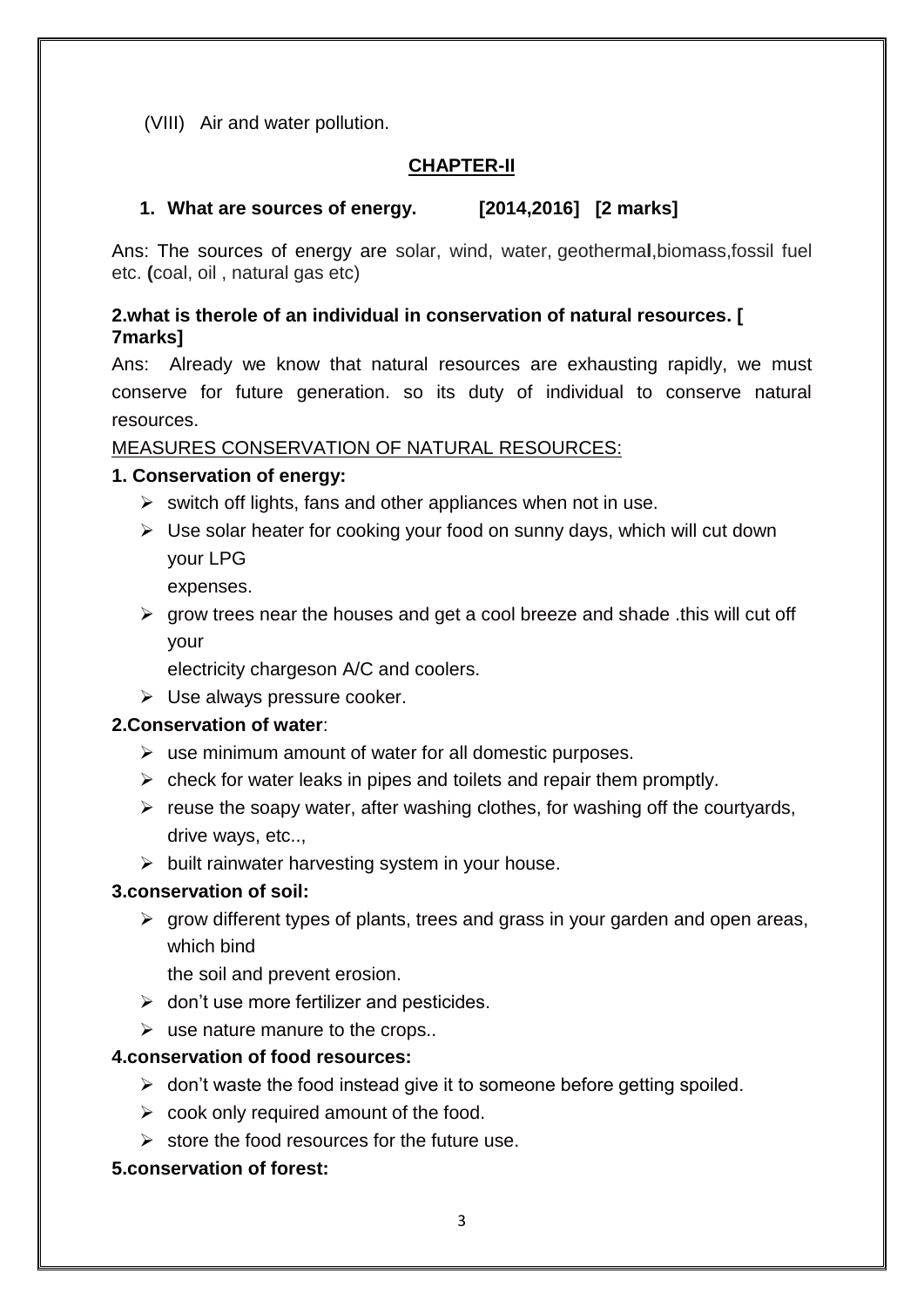(VIII) Air and water pollution.

## CHAPTER-II

**1. What are sources of energy. [2014,2016] [2 marks]**

Ans: The sources of energy are solar, wind, water, geothermal,biomass,fossil fuel etc. (coal, oil , natural gas etc)

**2.what is therole of an individual in conservation of natural resources. [ 7marks]**

Ans: Already we know that natural resources are exhausting rapidly, we must conserve for future generation. so its duty of individual to conserve natural resources.

MEASURES CONSERVATION OF NATURAL RESOURCES:

**1. Conservation of energy:**

- switch off lights, fans and other appliances when not in use.
- Use solar heater for cooking your food on sunny days, which will cut down your LPG expenses.
- grow trees near the houses and get a cool breeze and shade .this will cut off your electricity chargeson A/C and coolers.
- Use always pressure cooker.

**2.Conservation of water**:

- use minimum amount of water for all domestic purposes.
- check for water leaks in pipes and toilets and repair them promptly.
- reuse the soapy water, after washing clothes, for washing off the courtyards, drive ways, etc..,
- built rainwater harvesting system in your house.

**3.conservation of soil:**

- grow different types of plants, trees and grass in your garden and open areas, which bind the soil and prevent erosion.
- don't use more fertilizer and pesticides.
- use nature manure to the crops..

**4.conservation of food resources:**

- don't waste the food instead give it to someone before getting spoiled.
- cook only required amount of the food.
- store the food resources for the future use.

**5.conservation of forest:**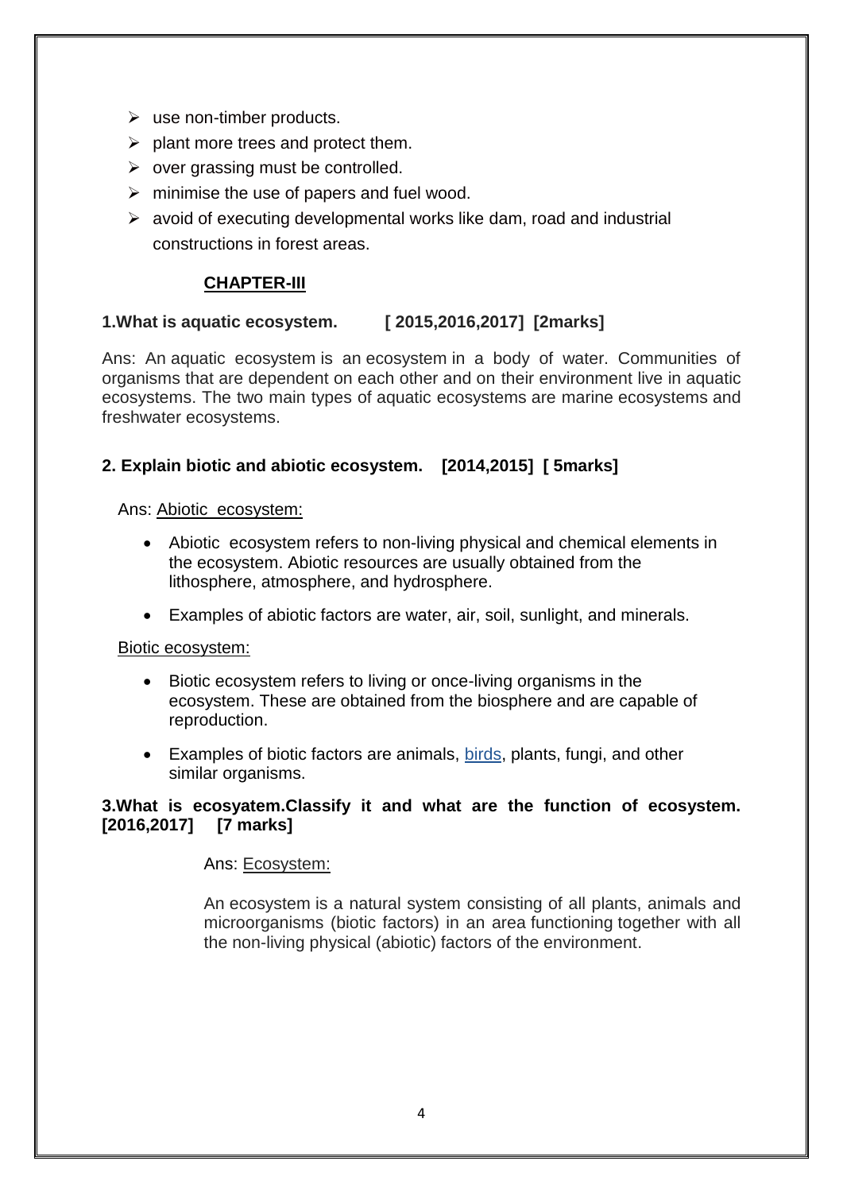- use non-timber products.
- plant more trees and protect them.
- over grassing must be controlled.
- minimise the use of papers and fuel wood.
- avoid of executing developmental works like dam, road and industrial constructions in forest areas.

## CHAPTER-III

**1.What is aquatic ecosystem. [ 2015,2016,2017] [2marks]**

Ans: An aquatic ecosystem is an ecosystem in a body of water. Communities of organisms that are dependent on each other and on their environment live in aquatic ecosystems. The two main types of aquatic ecosystems are marine ecosystems and freshwater ecosystems.

**2. Explain biotic and abiotic ecosystem. [2014,2015] [ 5marks]**

Ans: Abiotic ecosystem:

- Abiotic ecosystem refers to non-living physical and chemical elements in the ecosystem. Abiotic resources are usually obtained from the lithosphere, atmosphere, and hydrosphere.
- Examples of abiotic factors are water, air, soil, sunlight, and minerals.

Biotic ecosystem:

- Biotic ecosystem refers to living or once-living organisms in the ecosystem. These are obtained from the biosphere and are capable of reproduction.
- Examples of biotic factors are animals, birds, plants, fungi, and other similar organisms.

**3.What is ecosyatem.Classify it and what are the function of ecosystem. [2016,2017] [7 marks]**

Ans: Ecosystem:

An ecosystem is a natural system consisting of all plants, animals and microorganisms (biotic factors) in an area functioning together with all the non-living physical (abiotic) factors of the environment.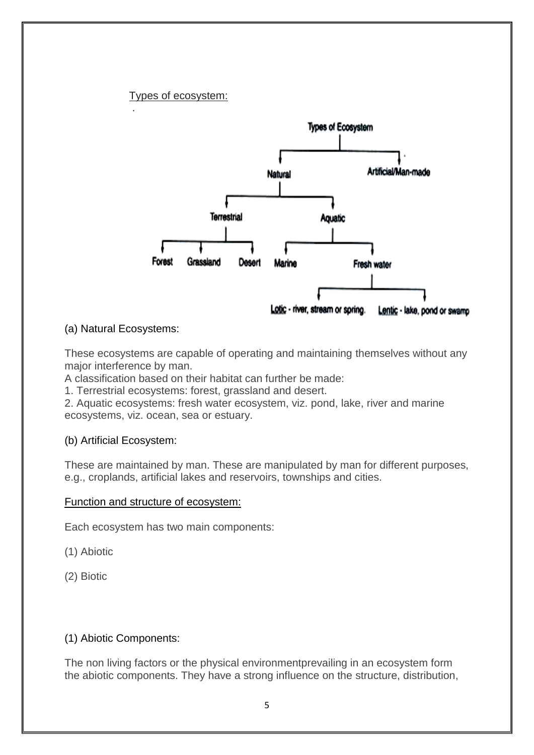Types of ecosystem:

- Types of Ecosystem
  - Natural
    - Terrestrial
      - Forest
      - Grassland
      - Desert
    - Aquatic
      - Marine
      - Fresh water
        - Lotic - river, stream or spring.
        - Lentic - lake, pond or swamp
  - Artificial/Man-made

(a) Natural Ecosystems:

These ecosystems are capable of operating and maintaining themselves without any major interference by man.
A classification based on their habitat can further be made:
1. Terrestrial ecosystems: forest, grassland and desert.
2. Aquatic ecosystems: fresh water ecosystem, viz. pond, lake, river and marine ecosystems, viz. ocean, sea or estuary.

(b) Artificial Ecosystem:

These are maintained by man. These are manipulated by man for different purposes, e.g., croplands, artificial lakes and reservoirs, townships and cities.

Function and structure of ecosystem:

Each ecosystem has two main components:

(1) Abiotic

(2) Biotic

(1) Abiotic Components:

The non living factors or the physical environmentprevailing in an ecosystem form the abiotic components. They have a strong influence on the structure, distribution,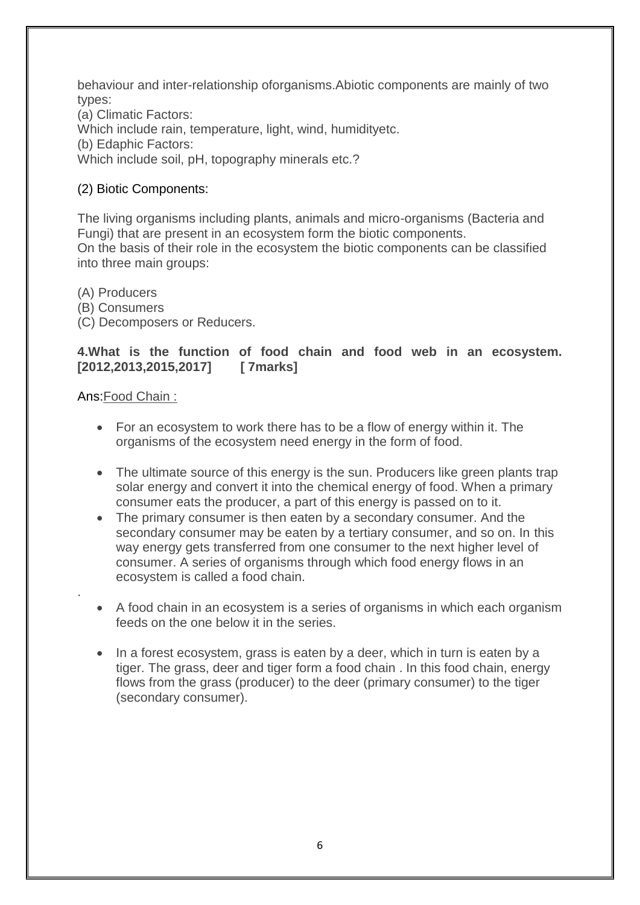behaviour and inter-relationship oforganisms.Abiotic components are mainly of two types:

(a) Climatic Factors:

Which include rain, temperature, light, wind, humidityetc.

(b) Edaphic Factors:

Which include soil, pH, topography minerals etc.?

(2) Biotic Components:

The living organisms including plants, animals and micro-organisms (Bacteria and Fungi) that are present in an ecosystem form the biotic components.

On the basis of their role in the ecosystem the biotic components can be classified into three main groups:

(A) Producers

(B) Consumers

(C) Decomposers or Reducers.

**4.What is the function of food chain and food web in an ecosystem. [2012,2013,2015,2017] [ 7marks]**

Ans:Food Chain :

- For an ecosystem to work there has to be a flow of energy within it. The organisms of the ecosystem need energy in the form of food.
- The ultimate source of this energy is the sun. Producers like green plants trap solar energy and convert it into the chemical energy of food. When a primary consumer eats the producer, a part of this energy is passed on to it.
- The primary consumer is then eaten by a secondary consumer. And the secondary consumer may be eaten by a tertiary consumer, and so on. In this way energy gets transferred from one consumer to the next higher level of consumer. A series of organisms through which food energy flows in an ecosystem is called a food chain.

.

- A food chain in an ecosystem is a series of organisms in which each organism feeds on the one below it in the series.
- In a forest ecosystem, grass is eaten by a deer, which in turn is eaten by a tiger. The grass, deer and tiger form a food chain . In this food chain, energy flows from the grass (producer) to the deer (primary consumer) to the tiger (secondary consumer).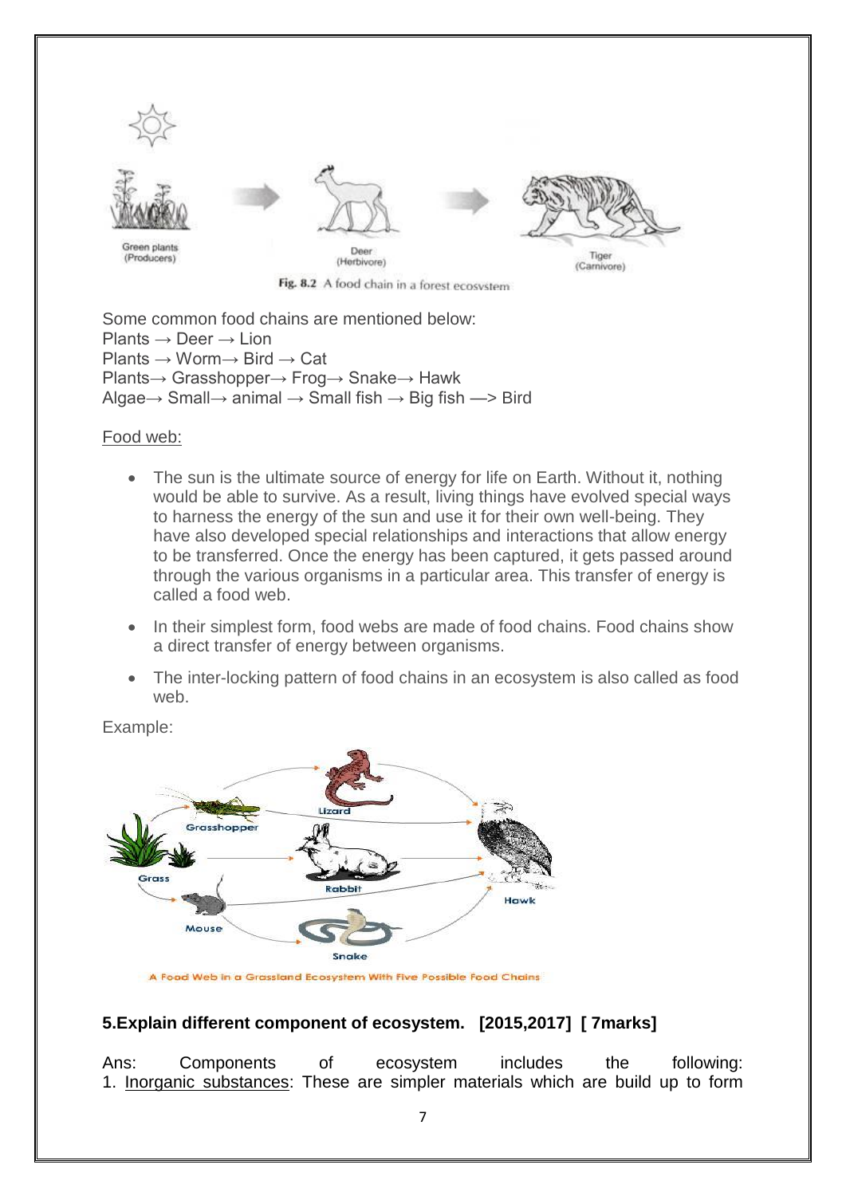Fig. 8.2 A food chain in a forest ecosystem

Some common food chains are mentioned below:
Plants → Deer → Lion
Plants → Worm→ Bird → Cat
Plants→ Grasshopper→ Frog→ Snake→ Hawk
Algae→ Small→ animal → Small fish → Big fish —> Bird

Food web:

- The sun is the ultimate source of energy for life on Earth. Without it, nothing would be able to survive. As a result, living things have evolved special ways to harness the energy of the sun and use it for their own well-being. They have also developed special relationships and interactions that allow energy to be transferred. Once the energy has been captured, it gets passed around through the various organisms in a particular area. This transfer of energy is called a food web.
- In their simplest form, food webs are made of food chains. Food chains show a direct transfer of energy between organisms.
- The inter-locking pattern of food chains in an ecosystem is also called as food web.

Example:

A Food Web in a Grassland Ecosystem With Five Possible Food Chains

**5.Explain different component of ecosystem. [2015,2017] [ 7marks]**

Ans: Components of ecosystem includes the following:
1. Inorganic substances: These are simpler materials which are build up to form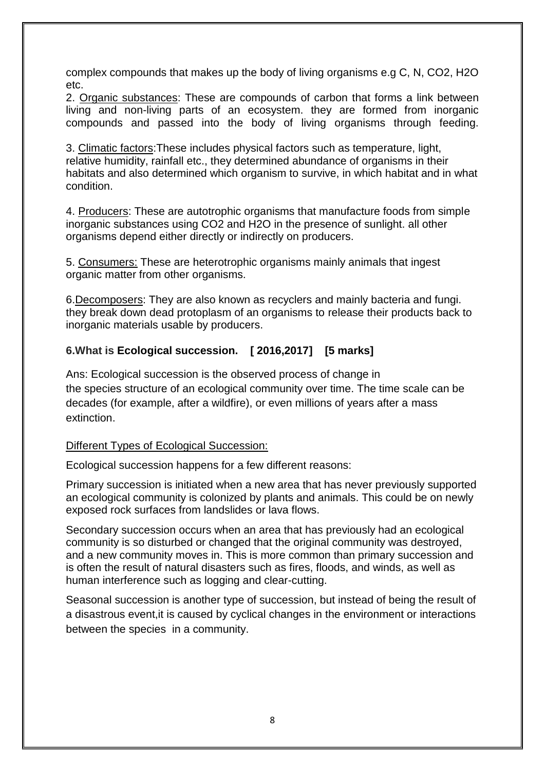complex compounds that makes up the body of living organisms e.g C, N, $CO_2$, $H_2O$ etc.

2. Organic substances: These are compounds of carbon that forms a link between living and non-living parts of an ecosystem. they are formed from inorganic compounds and passed into the body of living organisms through feeding.

3. Climatic factors:These includes physical factors such as temperature, light, relative humidity, rainfall etc., they determined abundance of organisms in their habitats and also determined which organism to survive, in which habitat and in what condition.

4. Producers: These are autotrophic organisms that manufacture foods from simple inorganic substances using $CO_2$ and $H_2O$ in the presence of sunlight. all other organisms depend either directly or indirectly on producers.

5. Consumers: These are heterotrophic organisms mainly animals that ingest organic matter from other organisms.

6.Decomposers: They are also known as recyclers and mainly bacteria and fungi. they break down dead protoplasm of an organisms to release their products back to inorganic materials usable by producers.

### 6.What is Ecological succession. [ 2016,2017] [5 marks]

Ans: Ecological succession is the observed process of change in the species structure of an ecological community over time. The time scale can be decades (for example, after a wildfire), or even millions of years after a mass extinction.

Different Types of Ecological Succession:

Ecological succession happens for a few different reasons:

Primary succession is initiated when a new area that has never previously supported an ecological community is colonized by plants and animals. This could be on newly exposed rock surfaces from landslides or lava flows.

Secondary succession occurs when an area that has previously had an ecological community is so disturbed or changed that the original community was destroyed, and a new community moves in. This is more common than primary succession and is often the result of natural disasters such as fires, floods, and winds, as well as human interference such as logging and clear-cutting.

Seasonal succession is another type of succession, but instead of being the result of a disastrous event,it is caused by cyclical changes in the environment or interactions between the species in a community.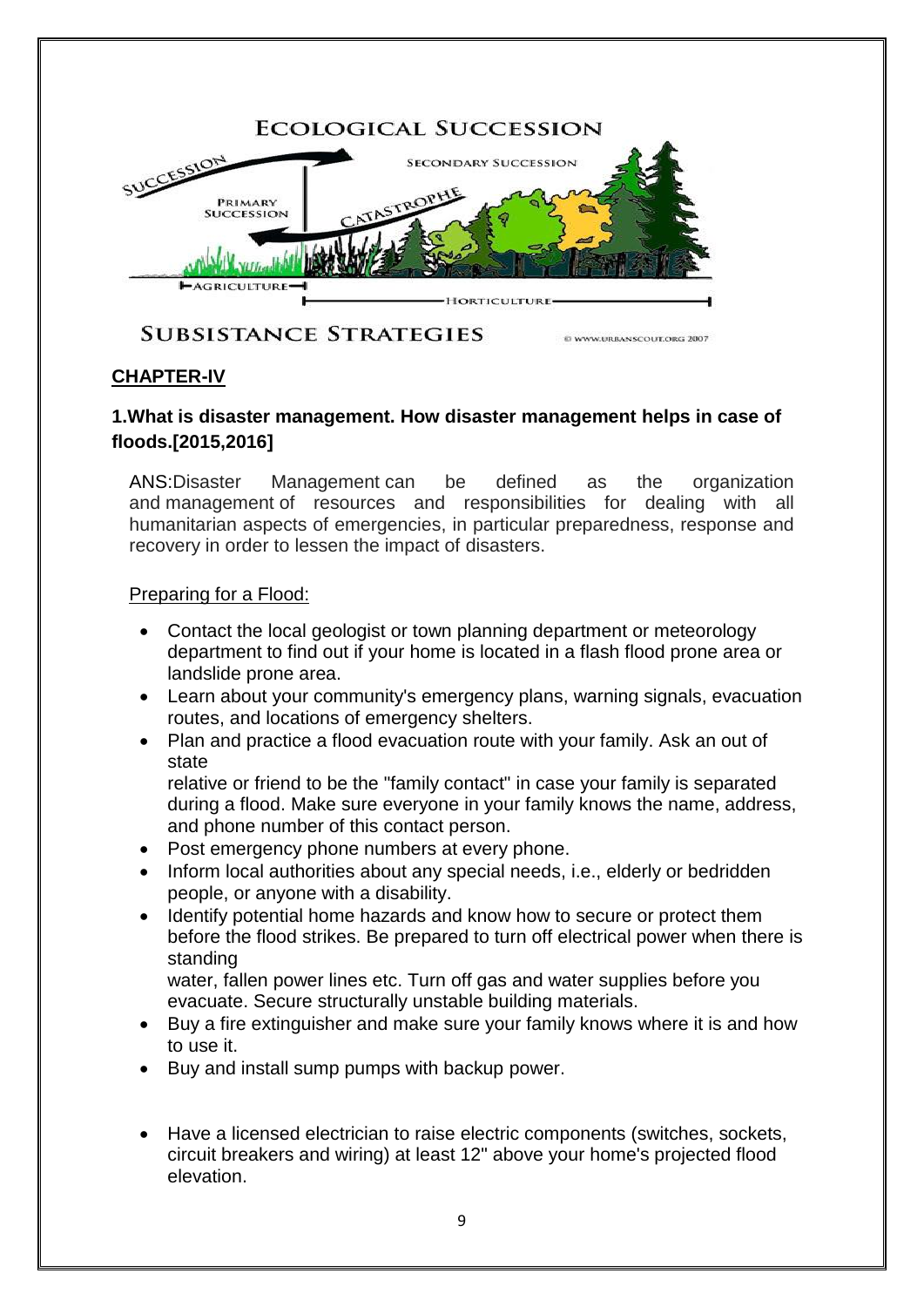## CHAPTER-IV

### 1.What is disaster management. How disaster management helps in case of floods.[2015,2016]

ANS:Disaster Management can be defined as the organization and management of resources and responsibilities for dealing with all humanitarian aspects of emergencies, in particular preparedness, response and recovery in order to lessen the impact of disasters.

Preparing for a Flood:

- Contact the local geologist or town planning department or meteorology department to find out if your home is located in a flash flood prone area or landslide prone area.
- Learn about your community's emergency plans, warning signals, evacuation routes, and locations of emergency shelters.
- Plan and practice a flood evacuation route with your family. Ask an out of state relative or friend to be the "family contact" in case your family is separated during a flood. Make sure everyone in your family knows the name, address, and phone number of this contact person.
- Post emergency phone numbers at every phone.
- Inform local authorities about any special needs, i.e., elderly or bedridden people, or anyone with a disability.
- Identify potential home hazards and know how to secure or protect them before the flood strikes. Be prepared to turn off electrical power when there is standing water, fallen power lines etc. Turn off gas and water supplies before you evacuate. Secure structurally unstable building materials.
- Buy a fire extinguisher and make sure your family knows where it is and how to use it.
- Buy and install sump pumps with backup power.
- Have a licensed electrician to raise electric components (switches, sockets, circuit breakers and wiring) at least 12" above your home's projected flood elevation.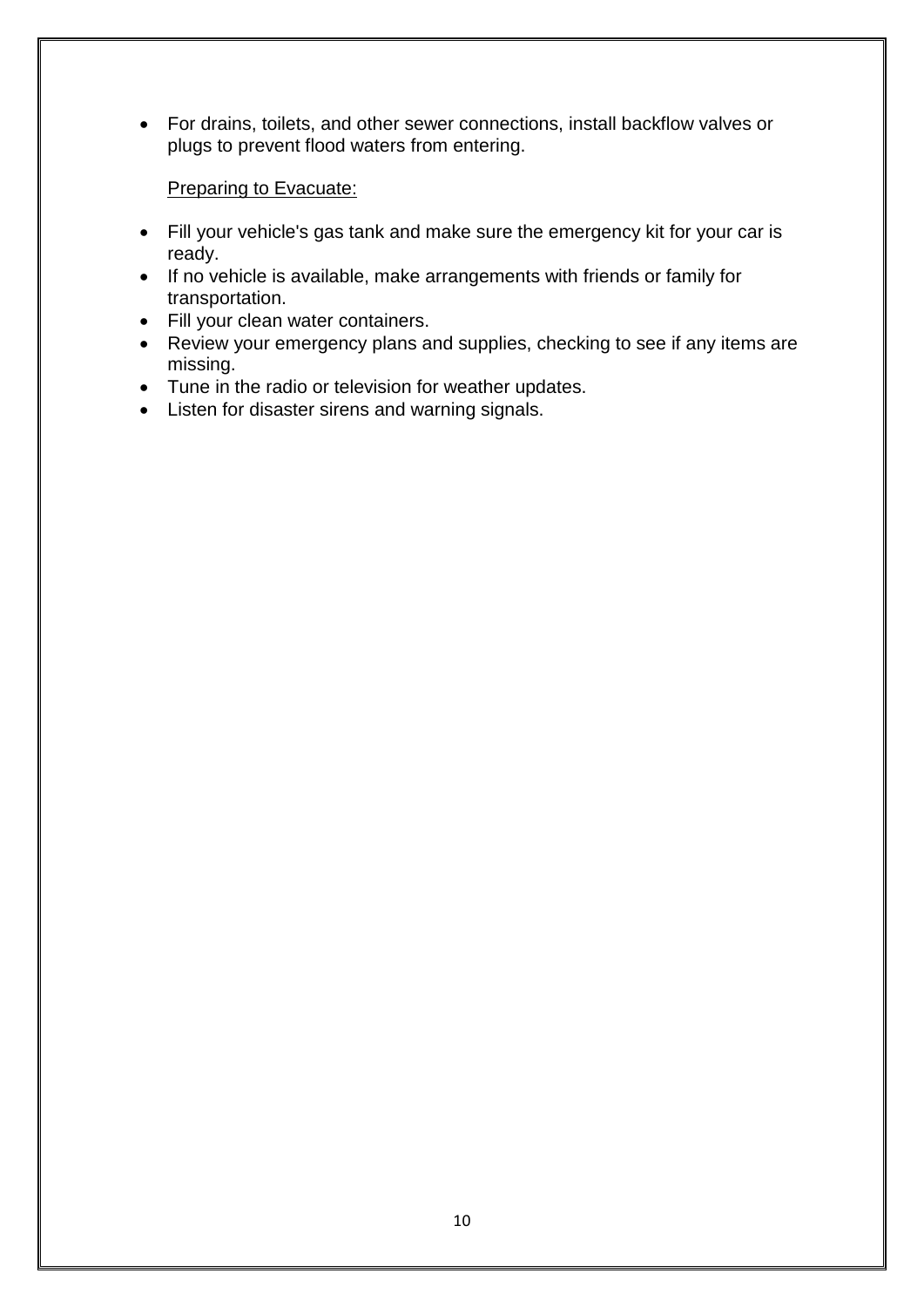- For drains, toilets, and other sewer connections, install backflow valves or plugs to prevent flood waters from entering.

<u>Preparing to Evacuate:</u>

- Fill your vehicle's gas tank and make sure the emergency kit for your car is ready.
- If no vehicle is available, make arrangements with friends or family for transportation.
- Fill your clean water containers.
- Review your emergency plans and supplies, checking to see if any items are missing.
- Tune in the radio or television for weather updates.
- Listen for disaster sirens and warning signals.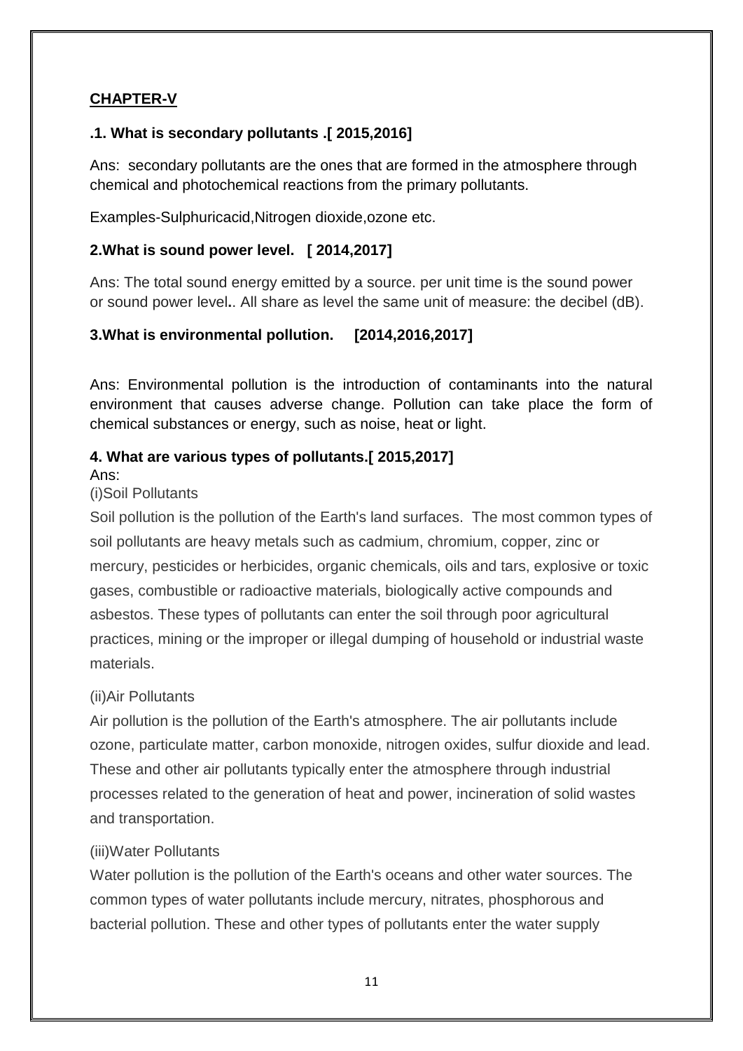## CHAPTER-V

### .1. What is secondary pollutants .[ 2015,2016]

Ans: secondary pollutants are the ones that are formed in the atmosphere through chemical and photochemical reactions from the primary pollutants.

Examples-Sulphuricacid,Nitrogen dioxide,ozone etc.

### 2.What is sound power level. [ 2014,2017]

Ans: The total sound energy emitted by a source. per unit time is the sound power or sound power level.. All share as level the same unit of measure: the decibel (dB).

### 3.What is environmental pollution. [2014,2016,2017]

Ans: Environmental pollution is the introduction of contaminants into the natural environment that causes adverse change. Pollution can take place the form of chemical substances or energy, such as noise, heat or light.

### 4. What are various types of pollutants.[ 2015,2017]

Ans:

(i)Soil Pollutants

Soil pollution is the pollution of the Earth's land surfaces. The most common types of soil pollutants are heavy metals such as cadmium, chromium, copper, zinc or mercury, pesticides or herbicides, organic chemicals, oils and tars, explosive or toxic gases, combustible or radioactive materials, biologically active compounds and asbestos. These types of pollutants can enter the soil through poor agricultural practices, mining or the improper or illegal dumping of household or industrial waste materials.

(ii)Air Pollutants

Air pollution is the pollution of the Earth's atmosphere. The air pollutants include ozone, particulate matter, carbon monoxide, nitrogen oxides, sulfur dioxide and lead. These and other air pollutants typically enter the atmosphere through industrial processes related to the generation of heat and power, incineration of solid wastes and transportation.

(iii)Water Pollutants

Water pollution is the pollution of the Earth's oceans and other water sources. The common types of water pollutants include mercury, nitrates, phosphorous and bacterial pollution. These and other types of pollutants enter the water supply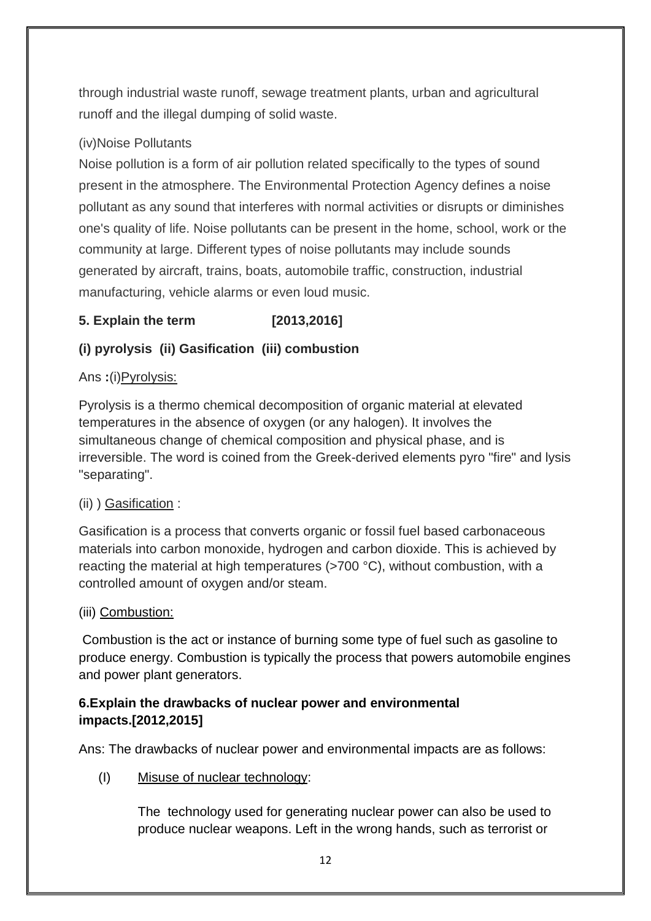through industrial waste runoff, sewage treatment plants, urban and agricultural runoff and the illegal dumping of solid waste.

(iv)Noise Pollutants

Noise pollution is a form of air pollution related specifically to the types of sound present in the atmosphere. The Environmental Protection Agency defines a noise pollutant as any sound that interferes with normal activities or disrupts or diminishes one's quality of life. Noise pollutants can be present in the home, school, work or the community at large. Different types of noise pollutants may include sounds generated by aircraft, trains, boats, automobile traffic, construction, industrial manufacturing, vehicle alarms or even loud music.

**5. Explain the term [2013,2016]**

**(i) pyrolysis (ii) Gasification (iii) combustion**

Ans **:**(i)Pyrolysis:

Pyrolysis is a thermo chemical decomposition of organic material at elevated temperatures in the absence of oxygen (or any halogen). It involves the simultaneous change of chemical composition and physical phase, and is irreversible. The word is coined from the Greek-derived elements pyro "fire" and lysis "separating".

(ii) ) Gasification :

Gasification is a process that converts organic or fossil fuel based carbonaceous materials into carbon monoxide, hydrogen and carbon dioxide. This is achieved by reacting the material at high temperatures (>700 °C), without combustion, with a controlled amount of oxygen and/or steam.

(iii) Combustion:

Combustion is the act or instance of burning some type of fuel such as gasoline to produce energy. Combustion is typically the process that powers automobile engines and power plant generators.

**6.Explain the drawbacks of nuclear power and environmental impacts.[2012,2015]**

Ans: The drawbacks of nuclear power and environmental impacts are as follows:

(I) Misuse of nuclear technology:

The technology used for generating nuclear power can also be used to produce nuclear weapons. Left in the wrong hands, such as terrorist or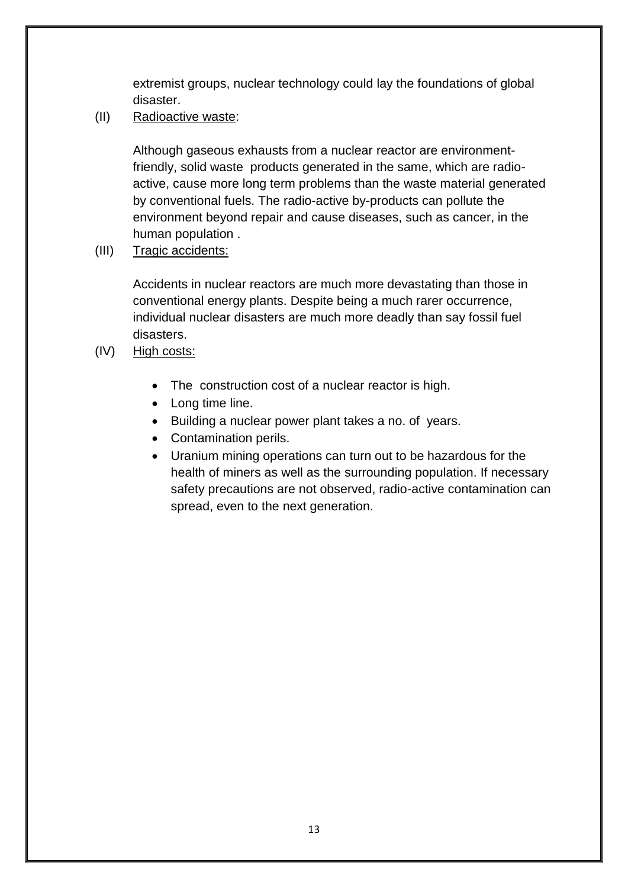extremist groups, nuclear technology could lay the foundations of global disaster.

(II) Radioactive waste:

Although gaseous exhausts from a nuclear reactor are environment-friendly, solid waste products generated in the same, which are radio-active, cause more long term problems than the waste material generated by conventional fuels. The radio-active by-products can pollute the environment beyond repair and cause diseases, such as cancer, in the human population .

(III) Tragic accidents:

Accidents in nuclear reactors are much more devastating than those in conventional energy plants. Despite being a much rarer occurrence, individual nuclear disasters are much more deadly than say fossil fuel disasters.

(IV) High costs:

- The construction cost of a nuclear reactor is high.
- Long time line.
- Building a nuclear power plant takes a no. of years.
- Contamination perils.
- Uranium mining operations can turn out to be hazardous for the health of miners as well as the surrounding population. If necessary safety precautions are not observed, radio-active contamination can spread, even to the next generation.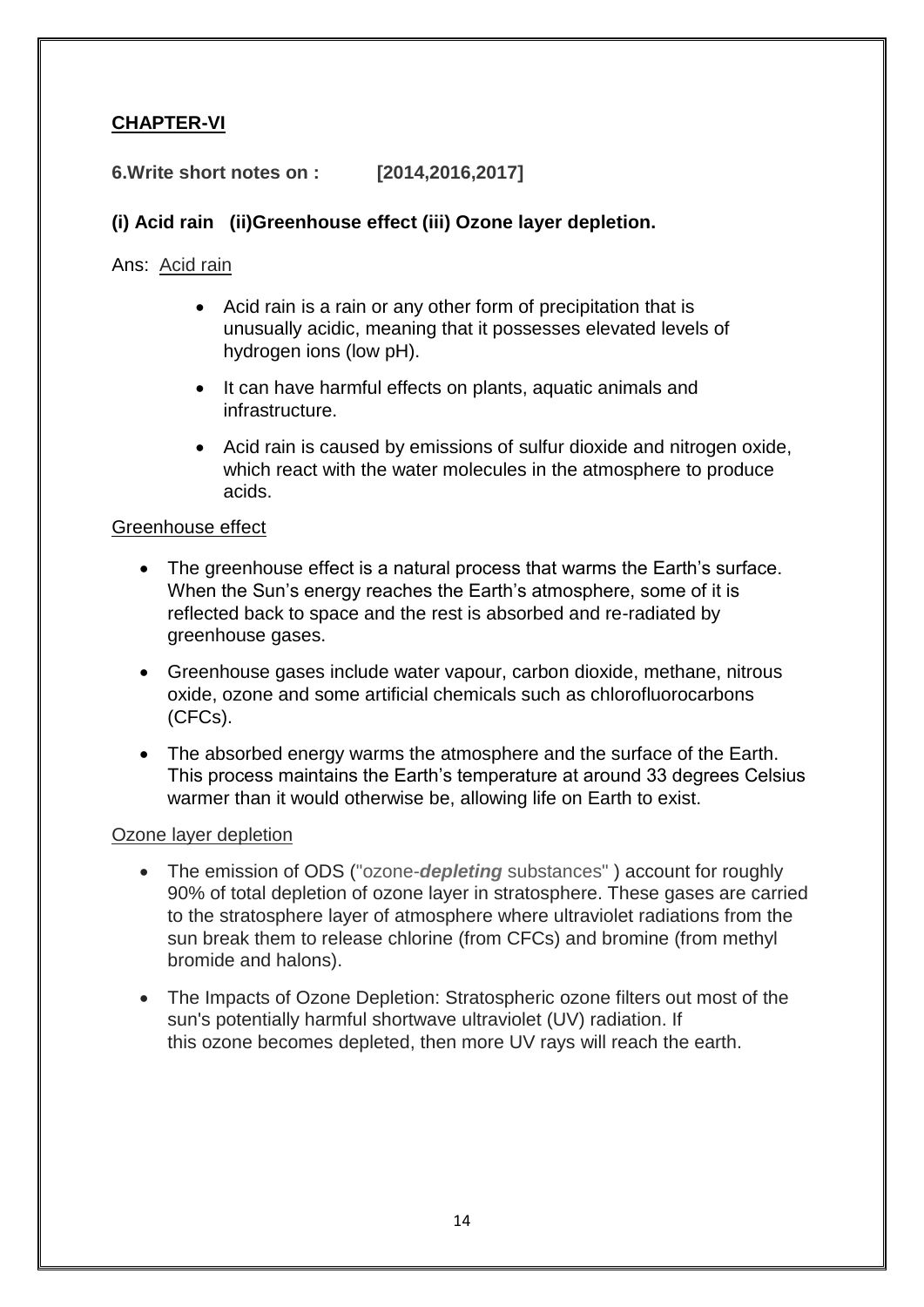## CHAPTER-VI

**6.Write short notes on : [2014,2016,2017]**

**(i) Acid rain (ii)Greenhouse effect (iii) Ozone layer depletion.**

Ans: Acid rain

- Acid rain is a rain or any other form of precipitation that is unusually acidic, meaning that it possesses elevated levels of hydrogen ions (low pH).
- It can have harmful effects on plants, aquatic animals and infrastructure.
- Acid rain is caused by emissions of sulfur dioxide and nitrogen oxide, which react with the water molecules in the atmosphere to produce acids.

Greenhouse effect

- The greenhouse effect is a natural process that warms the Earth's surface. When the Sun's energy reaches the Earth's atmosphere, some of it is reflected back to space and the rest is absorbed and re-radiated by greenhouse gases.
- Greenhouse gases include water vapour, carbon dioxide, methane, nitrous oxide, ozone and some artificial chemicals such as chlorofluorocarbons (CFCs).
- The absorbed energy warms the atmosphere and the surface of the Earth. This process maintains the Earth's temperature at around 33 degrees Celsius warmer than it would otherwise be, allowing life on Earth to exist.

Ozone layer depletion

- The emission of ODS ("ozone-***depleting*** substances" ) account for roughly 90% of total depletion of ozone layer in stratosphere. These gases are carried to the stratosphere layer of atmosphere where ultraviolet radiations from the sun break them to release chlorine (from CFCs) and bromine (from methyl bromide and halons).
- The Impacts of Ozone Depletion: Stratospheric ozone filters out most of the sun's potentially harmful shortwave ultraviolet (UV) radiation. If this ozone becomes depleted, then more UV rays will reach the earth.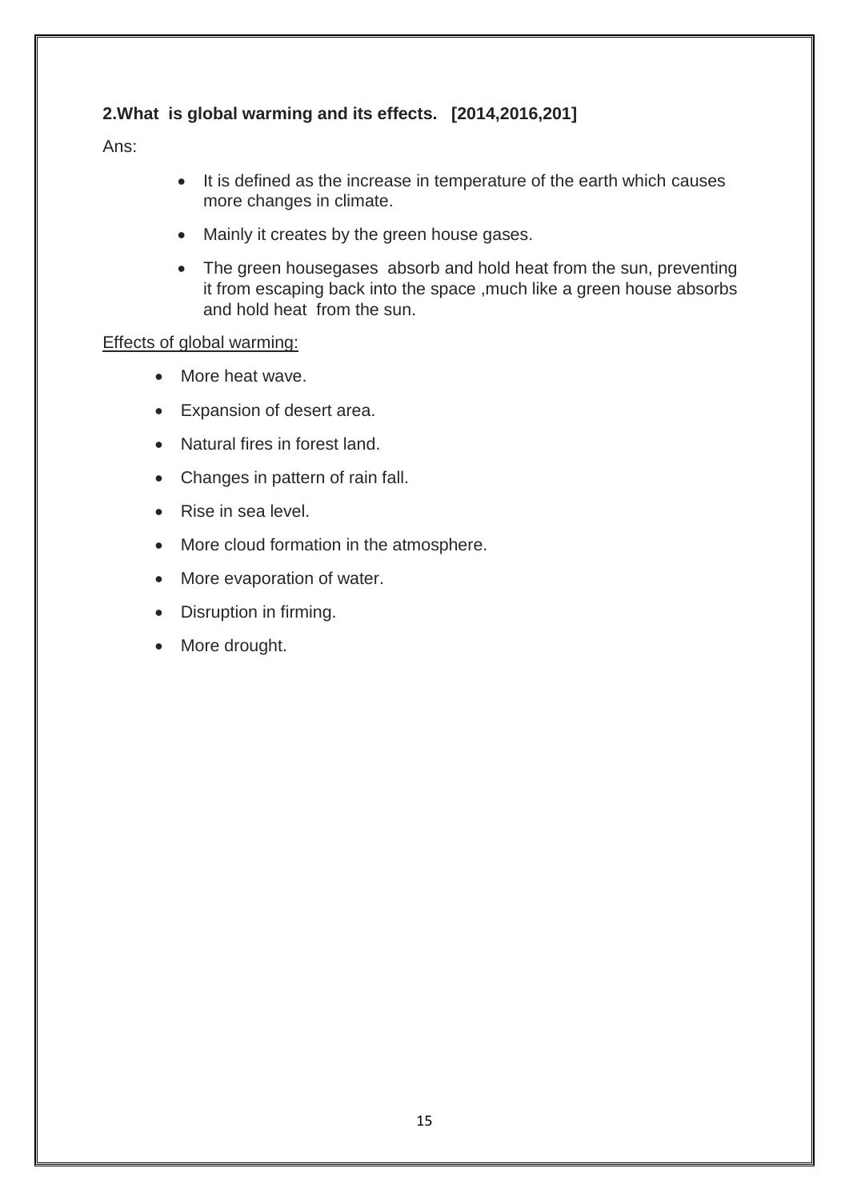**2.What is global warming and its effects. [2014,2016,201]**

Ans:

- It is defined as the increase in temperature of the earth which causes more changes in climate.
- Mainly it creates by the green house gases.
- The green housegases absorb and hold heat from the sun, preventing it from escaping back into the space ,much like a green house absorbs and hold heat from the sun.

<u>Effects of global warming:</u>

- More heat wave.
- Expansion of desert area.
- Natural fires in forest land.
- Changes in pattern of rain fall.
- Rise in sea level.
- More cloud formation in the atmosphere.
- More evaporation of water.
- Disruption in firming.
- More drought.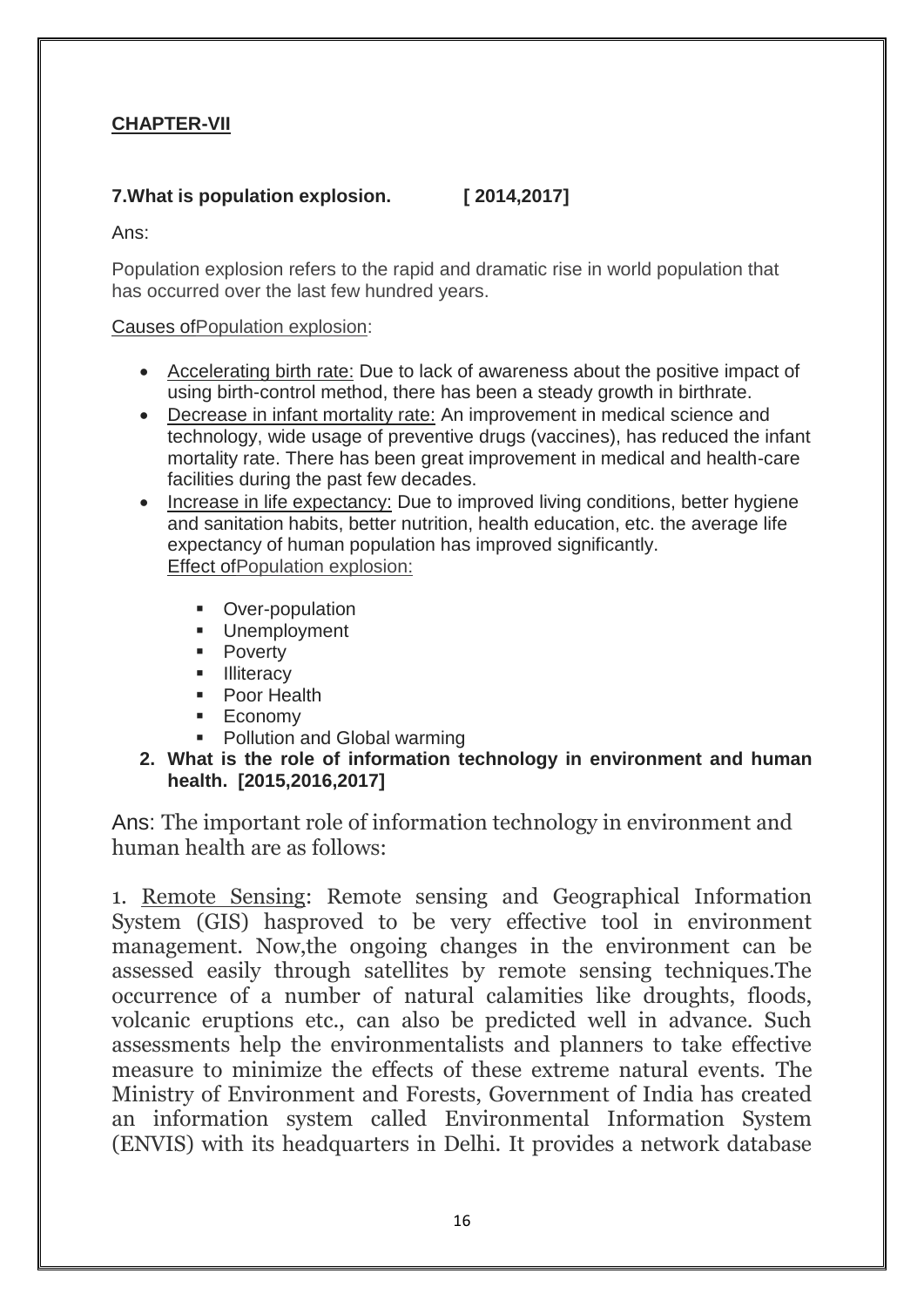**CHAPTER-VII**

**7.What is population explosion. [ 2014,2017]**

Ans:

Population explosion refers to the rapid and dramatic rise in world population that has occurred over the last few hundred years.

Causes ofPopulation explosion:

- Accelerating birth rate: Due to lack of awareness about the positive impact of using birth-control method, there has been a steady growth in birthrate.
- Decrease in infant mortality rate: An improvement in medical science and technology, wide usage of preventive drugs (vaccines), has reduced the infant mortality rate. There has been great improvement in medical and health-care facilities during the past few decades.
- Increase in life expectancy: Due to improved living conditions, better hygiene and sanitation habits, better nutrition, health education, etc. the average life expectancy of human population has improved significantly.

  Effect ofPopulation explosion:

  - Over-population
  - Unemployment
  - Poverty
  - Illiteracy
  - Poor Health
  - Economy
  - Pollution and Global warming

**2. What is the role of information technology in environment and human health. [2015,2016,2017]**

Ans: The important role of information technology in environment and human health are as follows:

1. Remote Sensing: Remote sensing and Geographical Information System (GIS) hasproved to be very effective tool in environment management. Now,the ongoing changes in the environment can be assessed easily through satellites by remote sensing techniques.The occurrence of a number of natural calamities like droughts, floods, volcanic eruptions etc., can also be predicted well in advance. Such assessments help the environmentalists and planners to take effective measure to minimize the effects of these extreme natural events. The Ministry of Environment and Forests, Government of India has created an information system called Environmental Information System (ENVIS) with its headquarters in Delhi. It provides a network database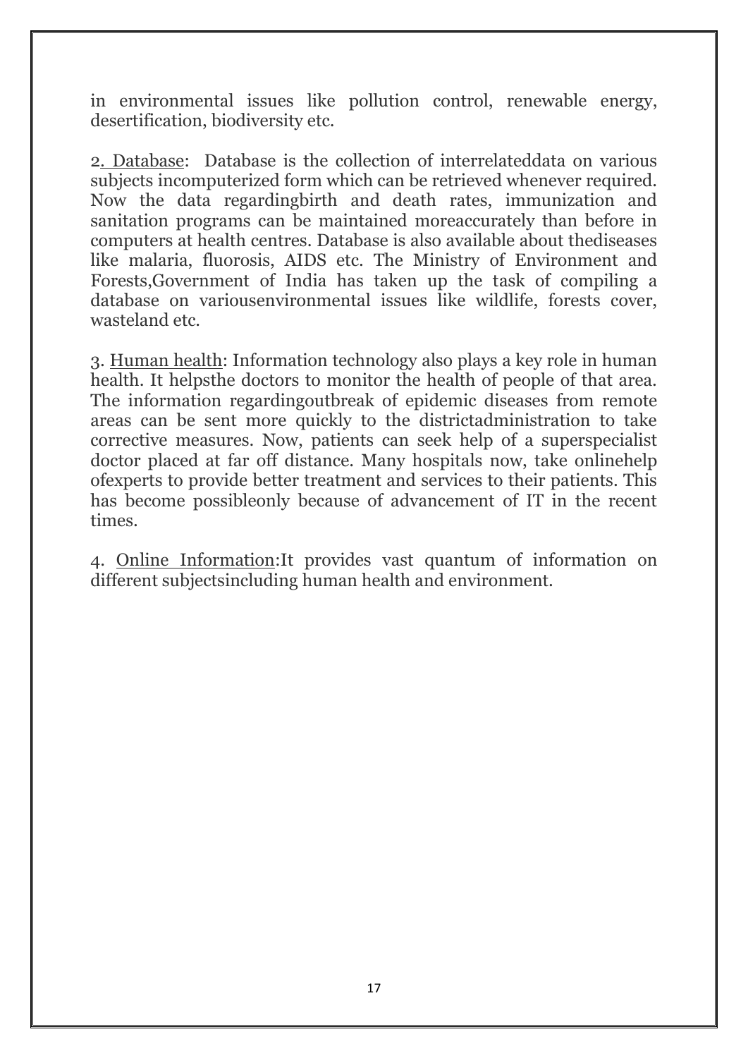in environmental issues like pollution control, renewable energy, desertification, biodiversity etc.

2. Database: Database is the collection of interrelateddata on various subjects incomputerized form which can be retrieved whenever required. Now the data regardingbirth and death rates, immunization and sanitation programs can be maintained moreaccurately than before in computers at health centres. Database is also available about thediseases like malaria, fluorosis, AIDS etc. The Ministry of Environment and Forests,Government of India has taken up the task of compiling a database on variousenvironmental issues like wildlife, forests cover, wasteland etc.

3. Human health: Information technology also plays a key role in human health. It helpsthe doctors to monitor the health of people of that area. The information regardingoutbreak of epidemic diseases from remote areas can be sent more quickly to the districtadministration to take corrective measures. Now, patients can seek help of a superspecialist doctor placed at far off distance. Many hospitals now, take onlinehelp ofexperts to provide better treatment and services to their patients. This has become possibleonly because of advancement of IT in the recent times.

4. Online Information:It provides vast quantum of information on different subjectsincluding human health and environment.